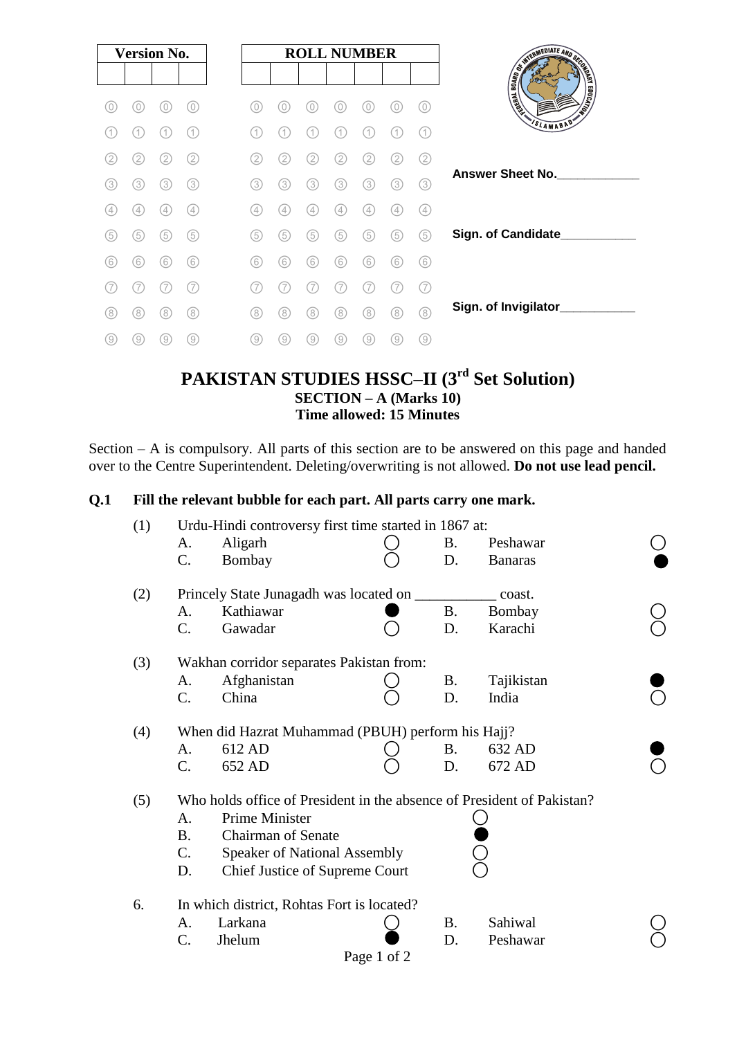| Version No. | | | |
|---|---|---|---|
| | | | |

| ROLL NUMBER | | | | | | |
|---|---|---|---|---|---|---|
| | | | | | | |

Answer Sheet No.____________

Sign. of Candidate___________

Sign. of Invigilator___________

# PAKISTAN STUDIES HSSC–II (3rd Set Solution)

## SECTION – A (Marks 10)

**Time allowed: 15 Minutes**

Section – A is compulsory. All parts of this section are to be answered on this page and handed over to the Centre Superintendent. Deleting/overwriting is not allowed. **Do not use lead pencil.**

**Q.1 Fill the relevant bubble for each part. All parts carry one mark.**

(1) Urdu-Hindi controversy first time started in 1867 at:

- A. Aligarh ○
- B. Peshawar ○
- C. Bombay ○
- D. Banaras ●

(2) Princely State Junagadh was located on ___________ coast.

- A. Kathiawar ●
- B. Bombay ○
- C. Gawadar ○
- D. Karachi ○

(3) Wakhan corridor separates Pakistan from:

- A. Afghanistan ○
- B. Tajikistan ●
- C. China ○
- D. India ○

(4) When did Hazrat Muhammad (PBUH) perform his Hajj?

- A. 612 AD ○
- B. 632 AD ●
- C. 652 AD ○
- D. 672 AD ○

(5) Who holds office of President in the absence of President of Pakistan?

- A. Prime Minister ○
- B. Chairman of Senate ●
- C. Speaker of National Assembly ○
- D. Chief Justice of Supreme Court ○

6. In which district, Rohtas Fort is located?

- A. Larkana ○
- B. Sahiwal ○
- C. Jhelum ●
- D. Peshawar ○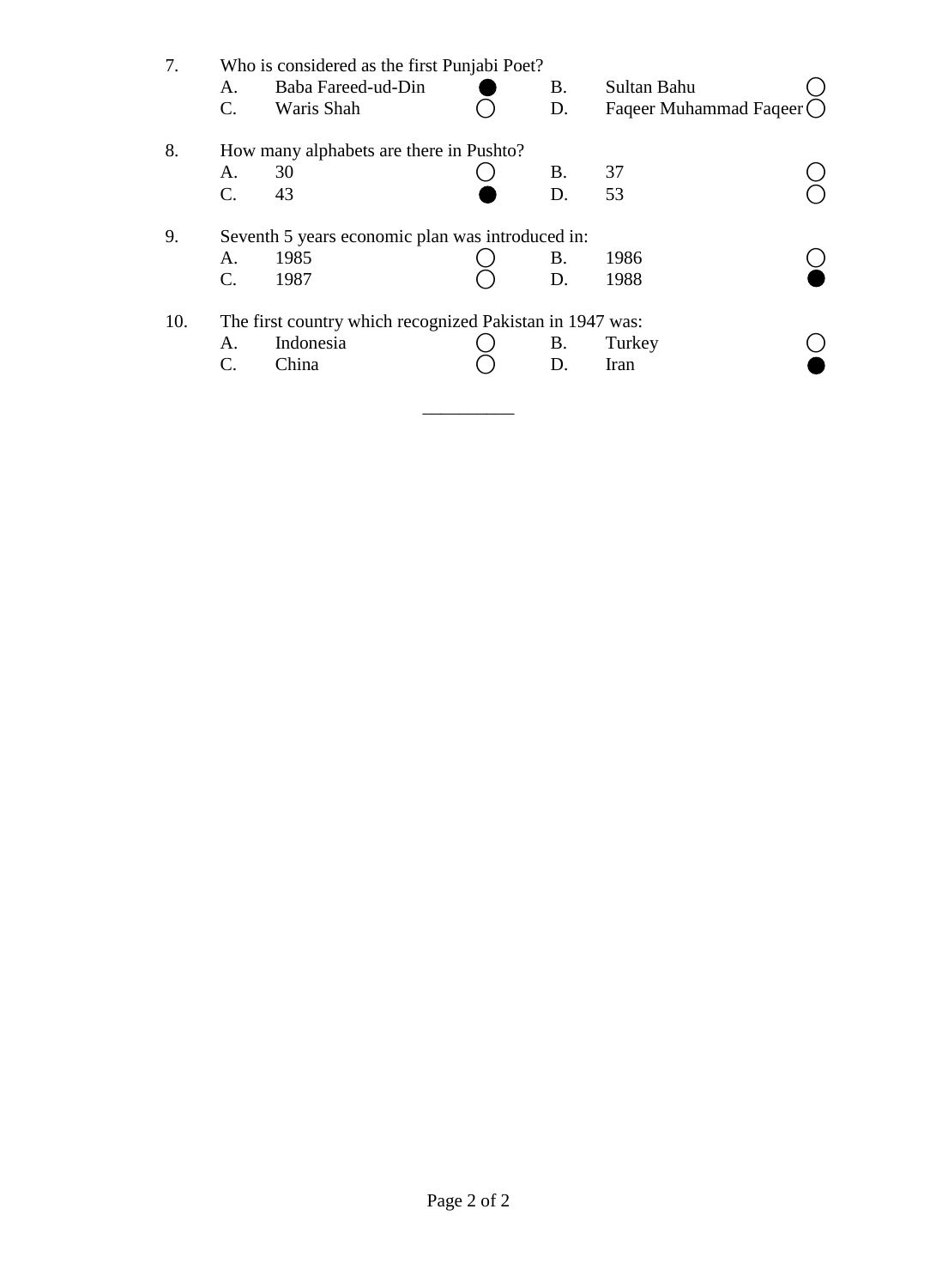7. Who is considered as the first Punjabi Poet?

   A. Baba Fareed-ud-Din ●  
   B. Sultan Bahu ○  
   C. Waris Shah ○  
   D. Faqeer Muhammad Faqeer ○

8. How many alphabets are there in Pushto?

   A. 30 ○  
   B. 37 ○  
   C. 43 ●  
   D. 53 ○

9. Seventh 5 years economic plan was introduced in:

   A. 1985 ○  
   B. 1986 ○  
   C. 1987 ○  
   D. 1988 ●

10. The first country which recognized Pakistan in 1947 was:

    A. Indonesia ○  
    B. Turkey ○  
    C. China ○  
    D. Iran ●

__________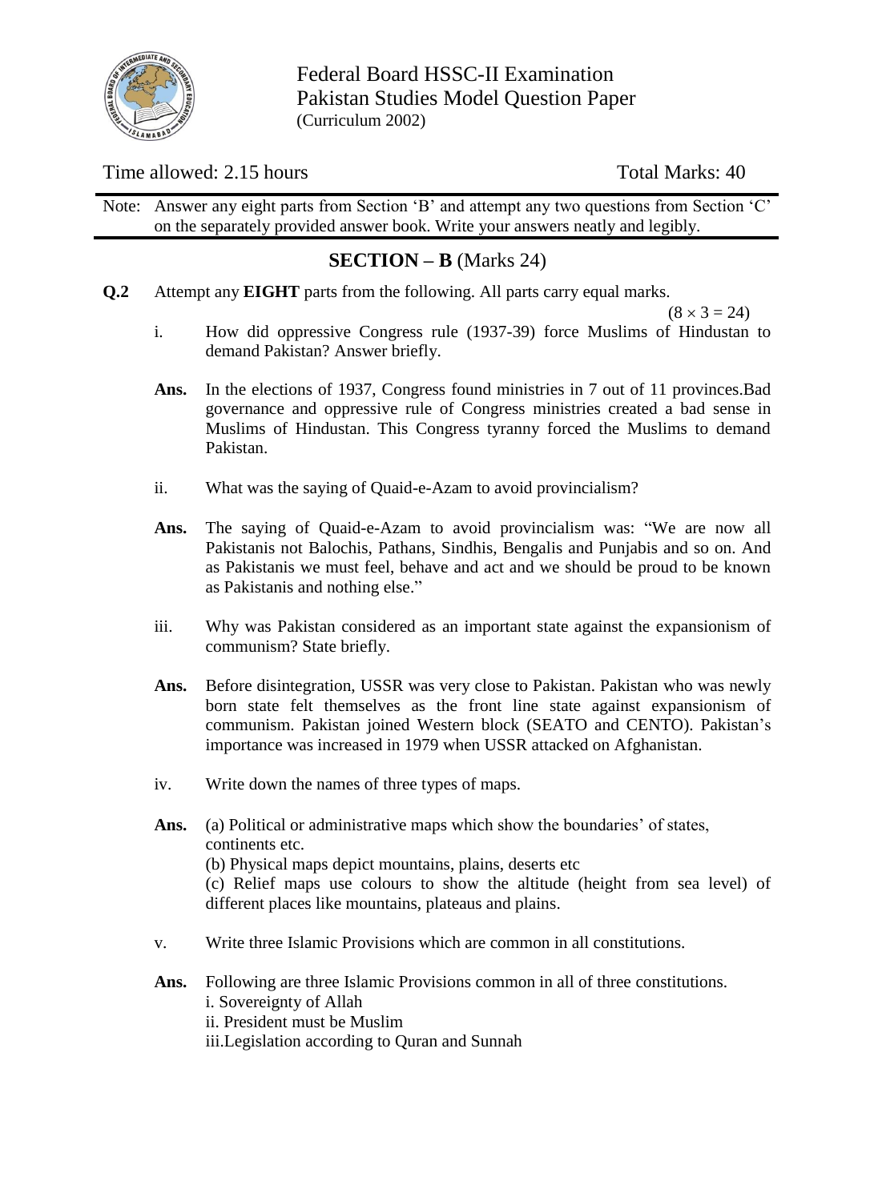Federal Board HSSC-II Examination
Pakistan Studies Model Question Paper
(Curriculum 2002)

Time allowed: 2.15 hours Total Marks: 40

Note: Answer any eight parts from Section 'B' and attempt any two questions from Section 'C' on the separately provided answer book. Write your answers neatly and legibly.

## SECTION – B (Marks 24)

**Q.2** Attempt any **EIGHT** parts from the following. All parts carry equal marks. $(8 \times 3 = 24)$

i. How did oppressive Congress rule (1937-39) force Muslims of Hindustan to demand Pakistan? Answer briefly.

**Ans.** In the elections of 1937, Congress found ministries in 7 out of 11 provinces.Bad governance and oppressive rule of Congress ministries created a bad sense in Muslims of Hindustan. This Congress tyranny forced the Muslims to demand Pakistan.

ii. What was the saying of Quaid-e-Azam to avoid provincialism?

**Ans.** The saying of Quaid-e-Azam to avoid provincialism was: "We are now all Pakistanis not Balochis, Pathans, Sindhis, Bengalis and Punjabis and so on. And as Pakistanis we must feel, behave and act and we should be proud to be known as Pakistanis and nothing else."

iii. Why was Pakistan considered as an important state against the expansionism of communism? State briefly.

**Ans.** Before disintegration, USSR was very close to Pakistan. Pakistan who was newly born state felt themselves as the front line state against expansionism of communism. Pakistan joined Western block (SEATO and CENTO). Pakistan's importance was increased in 1979 when USSR attacked on Afghanistan.

iv. Write down the names of three types of maps.

**Ans.** (a) Political or administrative maps which show the boundaries' of states, continents etc.
(b) Physical maps depict mountains, plains, deserts etc
(c) Relief maps use colours to show the altitude (height from sea level) of different places like mountains, plateaus and plains.

v. Write three Islamic Provisions which are common in all constitutions.

**Ans.** Following are three Islamic Provisions common in all of three constitutions.
i. Sovereignty of Allah
ii. President must be Muslim
iii.Legislation according to Quran and Sunnah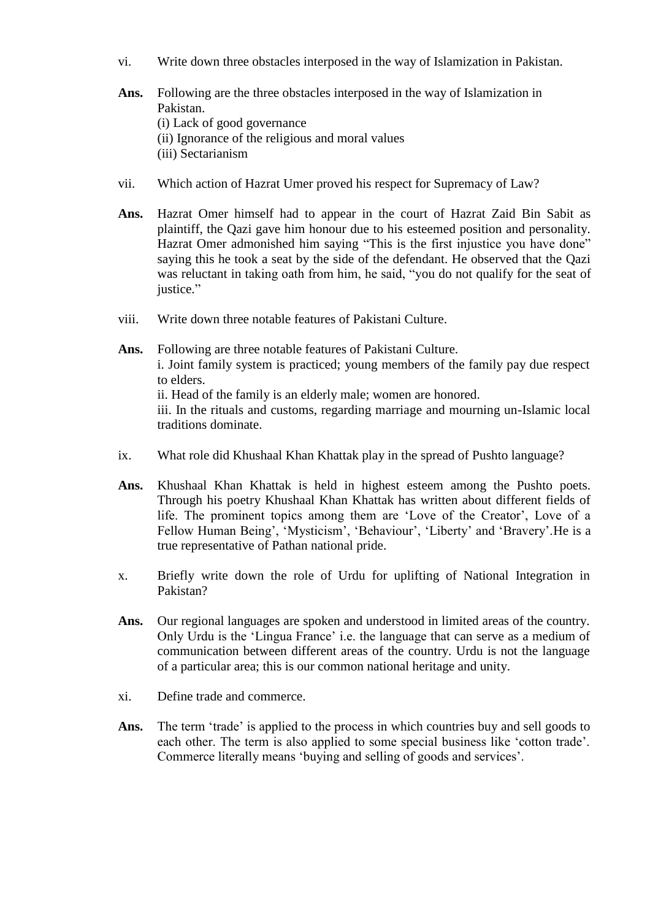vi. Write down three obstacles interposed in the way of Islamization in Pakistan.

**Ans.** Following are the three obstacles interposed in the way of Islamization in Pakistan.
(i) Lack of good governance
(ii) Ignorance of the religious and moral values
(iii) Sectarianism

vii. Which action of Hazrat Umer proved his respect for Supremacy of Law?

**Ans.** Hazrat Omer himself had to appear in the court of Hazrat Zaid Bin Sabit as plaintiff, the Qazi gave him honour due to his esteemed position and personality. Hazrat Omer admonished him saying "This is the first injustice you have done" saying this he took a seat by the side of the defendant. He observed that the Qazi was reluctant in taking oath from him, he said, "you do not qualify for the seat of justice."

viii. Write down three notable features of Pakistani Culture.

**Ans.** Following are three notable features of Pakistani Culture.
i. Joint family system is practiced; young members of the family pay due respect to elders.
ii. Head of the family is an elderly male; women are honored.
iii. In the rituals and customs, regarding marriage and mourning un-Islamic local traditions dominate.

ix. What role did Khushaal Khan Khattak play in the spread of Pushto language?

**Ans.** Khushaal Khan Khattak is held in highest esteem among the Pushto poets. Through his poetry Khushaal Khan Khattak has written about different fields of life. The prominent topics among them are 'Love of the Creator', Love of a Fellow Human Being', 'Mysticism', 'Behaviour', 'Liberty' and 'Bravery'.He is a true representative of Pathan national pride.

x. Briefly write down the role of Urdu for uplifting of National Integration in Pakistan?

**Ans.** Our regional languages are spoken and understood in limited areas of the country. Only Urdu is the 'Lingua France' i.e. the language that can serve as a medium of communication between different areas of the country. Urdu is not the language of a particular area; this is our common national heritage and unity.

xi. Define trade and commerce.

**Ans.** The term 'trade' is applied to the process in which countries buy and sell goods to each other. The term is also applied to some special business like 'cotton trade'. Commerce literally means 'buying and selling of goods and services'.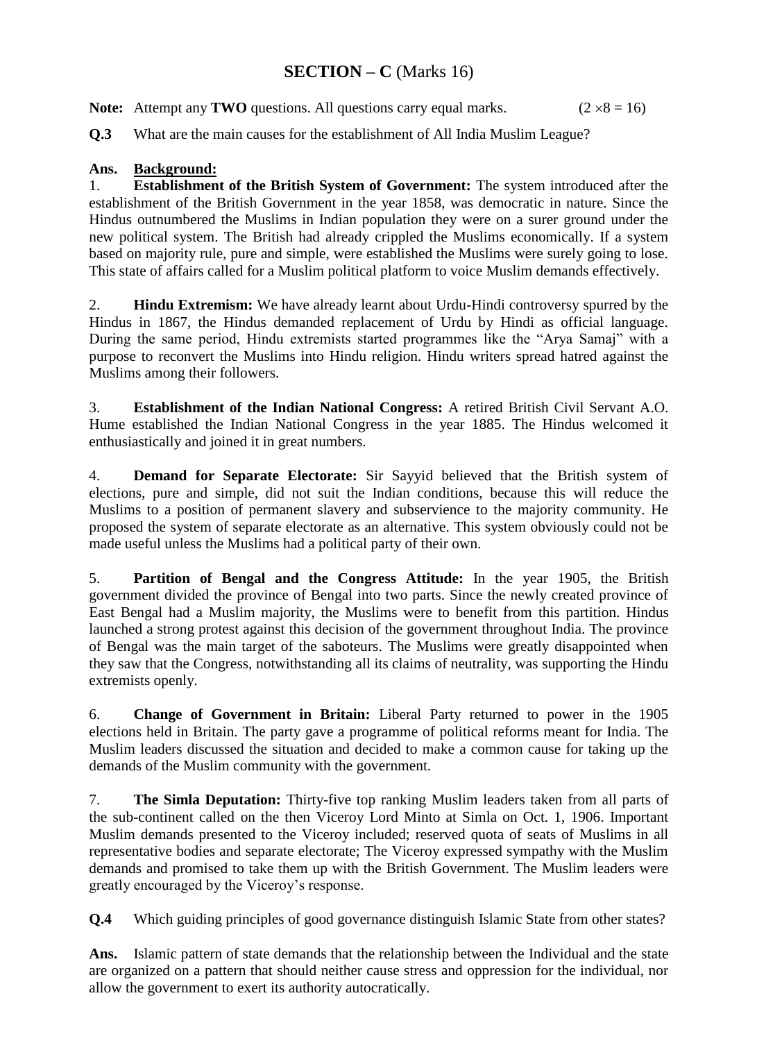## SECTION – C (Marks 16)

**Note:** Attempt any **TWO** questions. All questions carry equal marks. $(2 \times 8 = 16)$

**Q.3** What are the main causes for the establishment of All India Muslim League?

**Ans. Background:**

1. **Establishment of the British System of Government:** The system introduced after the establishment of the British Government in the year 1858, was democratic in nature. Since the Hindus outnumbered the Muslims in Indian population they were on a surer ground under the new political system. The British had already crippled the Muslims economically. If a system based on majority rule, pure and simple, were established the Muslims were surely going to lose. This state of affairs called for a Muslim political platform to voice Muslim demands effectively.

2. **Hindu Extremism:** We have already learnt about Urdu-Hindi controversy spurred by the Hindus in 1867, the Hindus demanded replacement of Urdu by Hindi as official language. During the same period, Hindu extremists started programmes like the "Arya Samaj" with a purpose to reconvert the Muslims into Hindu religion. Hindu writers spread hatred against the Muslims among their followers.

3. **Establishment of the Indian National Congress:** A retired British Civil Servant A.O. Hume established the Indian National Congress in the year 1885. The Hindus welcomed it enthusiastically and joined it in great numbers.

4. **Demand for Separate Electorate:** Sir Sayyid believed that the British system of elections, pure and simple, did not suit the Indian conditions, because this will reduce the Muslims to a position of permanent slavery and subservience to the majority community. He proposed the system of separate electorate as an alternative. This system obviously could not be made useful unless the Muslims had a political party of their own.

5. **Partition of Bengal and the Congress Attitude:** In the year 1905, the British government divided the province of Bengal into two parts. Since the newly created province of East Bengal had a Muslim majority, the Muslims were to benefit from this partition. Hindus launched a strong protest against this decision of the government throughout India. The province of Bengal was the main target of the saboteurs. The Muslims were greatly disappointed when they saw that the Congress, notwithstanding all its claims of neutrality, was supporting the Hindu extremists openly.

6. **Change of Government in Britain:** Liberal Party returned to power in the 1905 elections held in Britain. The party gave a programme of political reforms meant for India. The Muslim leaders discussed the situation and decided to make a common cause for taking up the demands of the Muslim community with the government.

7. **The Simla Deputation:** Thirty-five top ranking Muslim leaders taken from all parts of the sub-continent called on the then Viceroy Lord Minto at Simla on Oct. 1, 1906. Important Muslim demands presented to the Viceroy included; reserved quota of seats of Muslims in all representative bodies and separate electorate; The Viceroy expressed sympathy with the Muslim demands and promised to take them up with the British Government. The Muslim leaders were greatly encouraged by the Viceroy's response.

**Q.4** Which guiding principles of good governance distinguish Islamic State from other states?

**Ans.** Islamic pattern of state demands that the relationship between the Individual and the state are organized on a pattern that should neither cause stress and oppression for the individual, nor allow the government to exert its authority autocratically.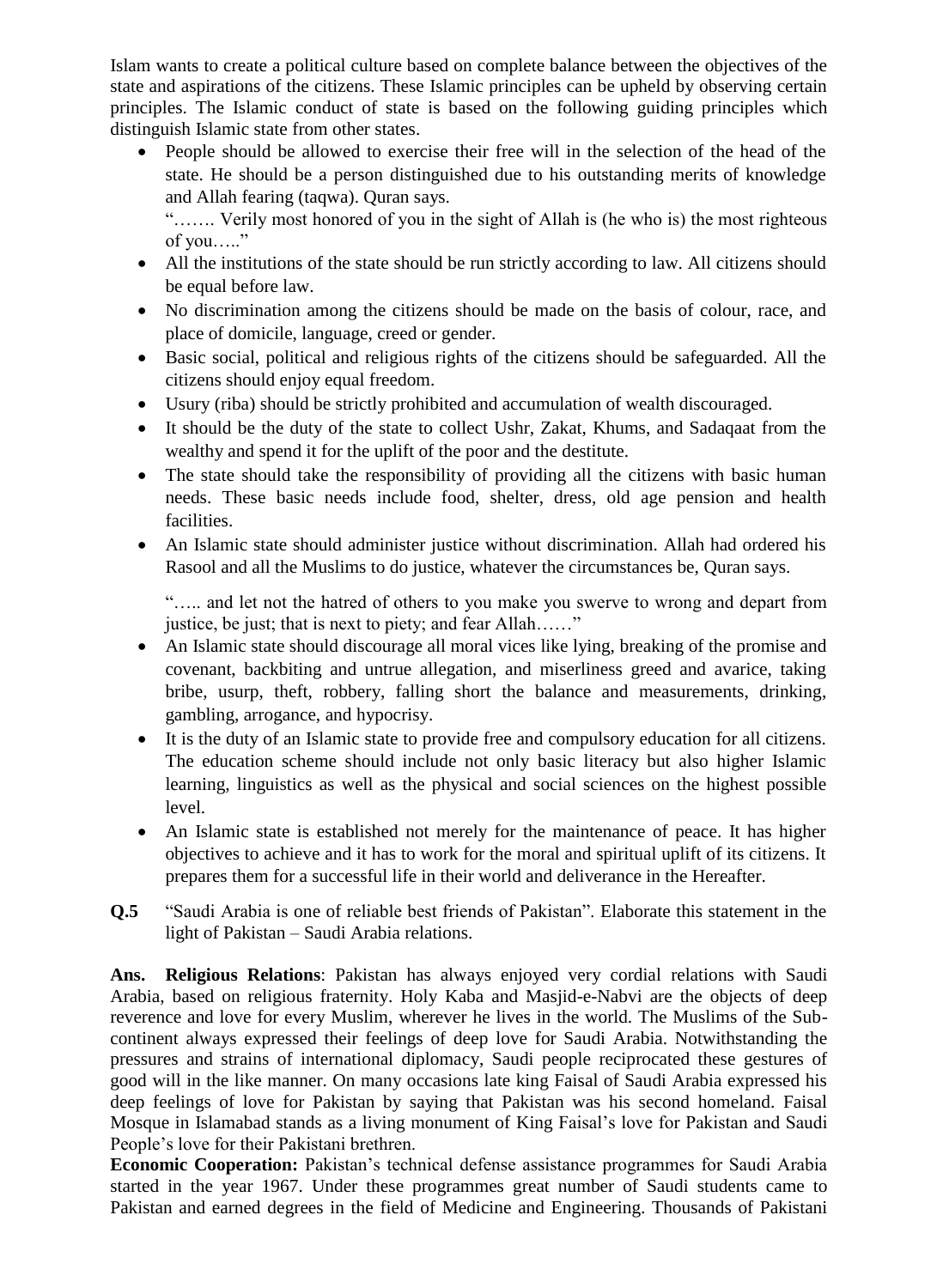Islam wants to create a political culture based on complete balance between the objectives of the state and aspirations of the citizens. These Islamic principles can be upheld by observing certain principles. The Islamic conduct of state is based on the following guiding principles which distinguish Islamic state from other states.

- People should be allowed to exercise their free will in the selection of the head of the state. He should be a person distinguished due to his outstanding merits of knowledge and Allah fearing (taqwa). Quran says.
  "……. Verily most honored of you in the sight of Allah is (he who is) the most righteous of you….."
- All the institutions of the state should be run strictly according to law. All citizens should be equal before law.
- No discrimination among the citizens should be made on the basis of colour, race, and place of domicile, language, creed or gender.
- Basic social, political and religious rights of the citizens should be safeguarded. All the citizens should enjoy equal freedom.
- Usury (riba) should be strictly prohibited and accumulation of wealth discouraged.
- It should be the duty of the state to collect Ushr, Zakat, Khums, and Sadaqaat from the wealthy and spend it for the uplift of the poor and the destitute.
- The state should take the responsibility of providing all the citizens with basic human needs. These basic needs include food, shelter, dress, old age pension and health facilities.
- An Islamic state should administer justice without discrimination. Allah had ordered his Rasool and all the Muslims to do justice, whatever the circumstances be, Quran says.

  "….. and let not the hatred of others to you make you swerve to wrong and depart from justice, be just; that is next to piety; and fear Allah……"
- An Islamic state should discourage all moral vices like lying, breaking of the promise and covenant, backbiting and untrue allegation, and miserliness greed and avarice, taking bribe, usurp, theft, robbery, falling short the balance and measurements, drinking, gambling, arrogance, and hypocrisy.
- It is the duty of an Islamic state to provide free and compulsory education for all citizens. The education scheme should include not only basic literacy but also higher Islamic learning, linguistics as well as the physical and social sciences on the highest possible level.
- An Islamic state is established not merely for the maintenance of peace. It has higher objectives to achieve and it has to work for the moral and spiritual uplift of its citizens. It prepares them for a successful life in their world and deliverance in the Hereafter.

**Q.5** "Saudi Arabia is one of reliable best friends of Pakistan". Elaborate this statement in the light of Pakistan – Saudi Arabia relations.

**Ans. Religious Relations**: Pakistan has always enjoyed very cordial relations with Saudi Arabia, based on religious fraternity. Holy Kaba and Masjid-e-Nabvi are the objects of deep reverence and love for every Muslim, wherever he lives in the world. The Muslims of the Sub-continent always expressed their feelings of deep love for Saudi Arabia. Notwithstanding the pressures and strains of international diplomacy, Saudi people reciprocated these gestures of good will in the like manner. On many occasions late king Faisal of Saudi Arabia expressed his deep feelings of love for Pakistan by saying that Pakistan was his second homeland. Faisal Mosque in Islamabad stands as a living monument of King Faisal's love for Pakistan and Saudi People's love for their Pakistani brethren.

**Economic Cooperation:** Pakistan's technical defense assistance programmes for Saudi Arabia started in the year 1967. Under these programmes great number of Saudi students came to Pakistan and earned degrees in the field of Medicine and Engineering. Thousands of Pakistani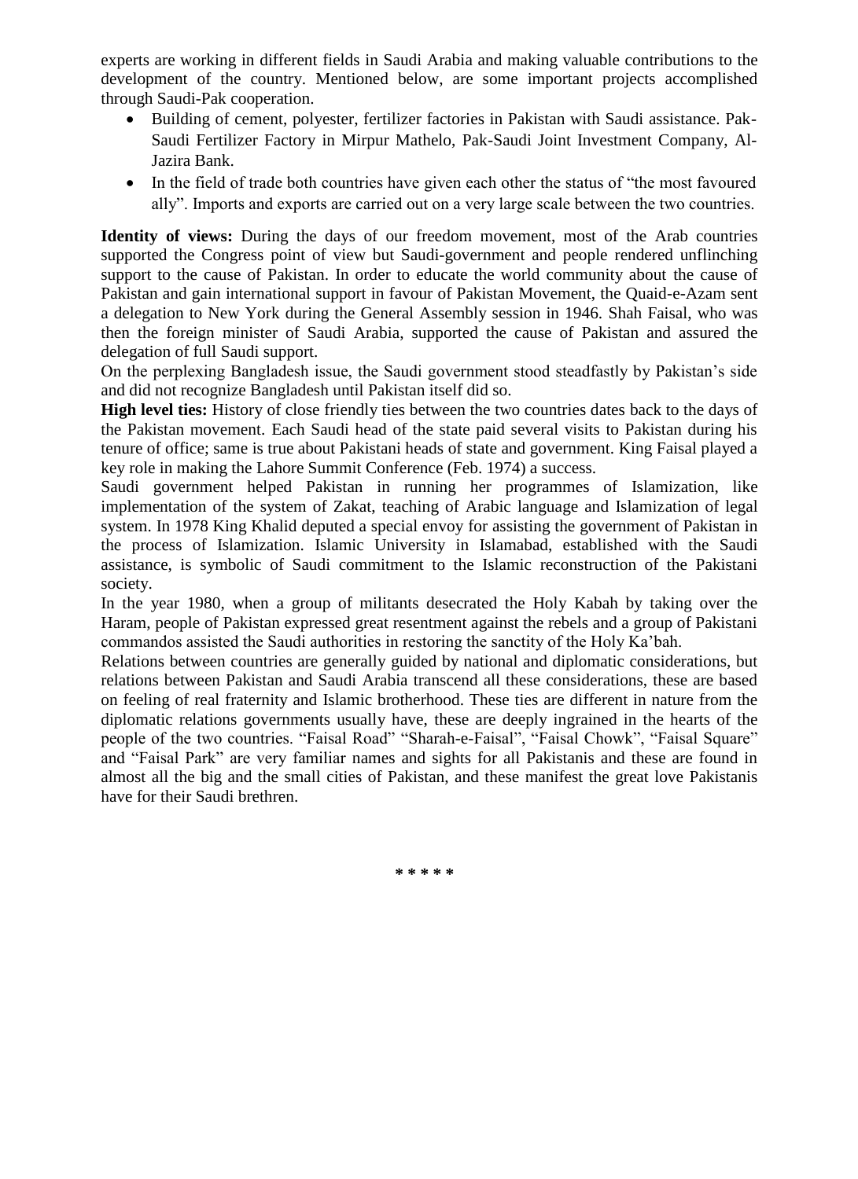experts are working in different fields in Saudi Arabia and making valuable contributions to the development of the country. Mentioned below, are some important projects accomplished through Saudi-Pak cooperation.

- Building of cement, polyester, fertilizer factories in Pakistan with Saudi assistance. Pak-Saudi Fertilizer Factory in Mirpur Mathelo, Pak-Saudi Joint Investment Company, Al-Jazira Bank.
- In the field of trade both countries have given each other the status of "the most favoured ally". Imports and exports are carried out on a very large scale between the two countries.

**Identity of views:** During the days of our freedom movement, most of the Arab countries supported the Congress point of view but Saudi-government and people rendered unflinching support to the cause of Pakistan. In order to educate the world community about the cause of Pakistan and gain international support in favour of Pakistan Movement, the Quaid-e-Azam sent a delegation to New York during the General Assembly session in 1946. Shah Faisal, who was then the foreign minister of Saudi Arabia, supported the cause of Pakistan and assured the delegation of full Saudi support.

On the perplexing Bangladesh issue, the Saudi government stood steadfastly by Pakistan's side and did not recognize Bangladesh until Pakistan itself did so.

**High level ties:** History of close friendly ties between the two countries dates back to the days of the Pakistan movement. Each Saudi head of the state paid several visits to Pakistan during his tenure of office; same is true about Pakistani heads of state and government. King Faisal played a key role in making the Lahore Summit Conference (Feb. 1974) a success.

Saudi government helped Pakistan in running her programmes of Islamization, like implementation of the system of Zakat, teaching of Arabic language and Islamization of legal system. In 1978 King Khalid deputed a special envoy for assisting the government of Pakistan in the process of Islamization. Islamic University in Islamabad, established with the Saudi assistance, is symbolic of Saudi commitment to the Islamic reconstruction of the Pakistani society.

In the year 1980, when a group of militants desecrated the Holy Kabah by taking over the Haram, people of Pakistan expressed great resentment against the rebels and a group of Pakistani commandos assisted the Saudi authorities in restoring the sanctity of the Holy Ka'bah.

Relations between countries are generally guided by national and diplomatic considerations, but relations between Pakistan and Saudi Arabia transcend all these considerations, these are based on feeling of real fraternity and Islamic brotherhood. These ties are different in nature from the diplomatic relations governments usually have, these are deeply ingrained in the hearts of the people of the two countries. "Faisal Road" "Sharah-e-Faisal", "Faisal Chowk", "Faisal Square" and "Faisal Park" are very familiar names and sights for all Pakistanis and these are found in almost all the big and the small cities of Pakistan, and these manifest the great love Pakistanis have for their Saudi brethren.

\* \* \* \* \*